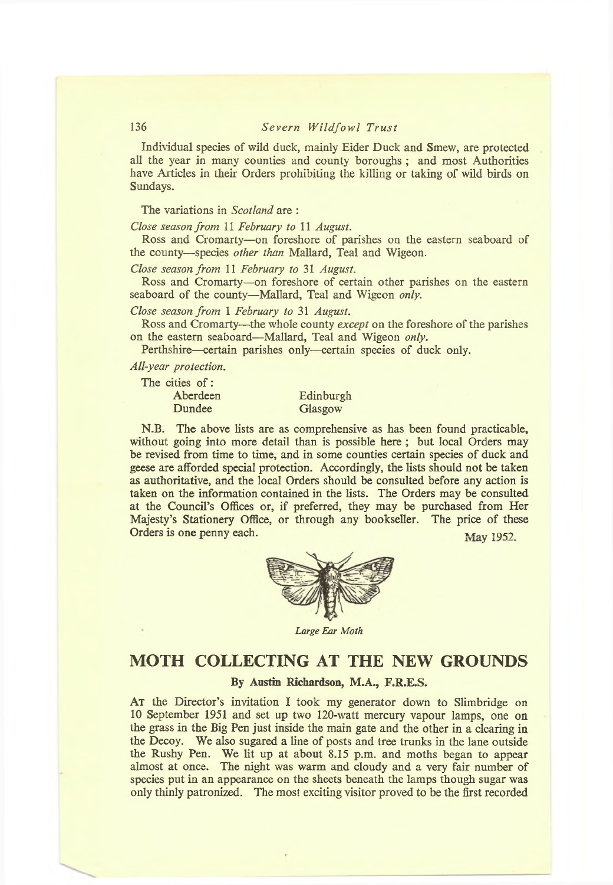Individual species of wild duck, mainly Eider Duck and Smew, are protected all the year in many counties and county boroughs ; and most Authorities have Articles in their Orders prohibiting the killing or taking of wild birds on Sundays.

The variations in *Scotland* are :

*Close season from* 11 *February to* 11 *August.*

Ross and Cromarty—on foreshore of parishes on the eastern seaboard of the county—species *other than* Mallard, Teal and Wigeon.

*Close season from* 11 *February to* 31 *August.*

Ross and Cromarty—on foreshore of certain other parishes on the eastern seaboard of the county—Mallard, Teal and Wigeon *only.*

*Close season from* 1 *February to* 31 *August.*

Ross and Cromarty—the whole county *except* on the foreshore of the parishes on the eastern seaboard—Mallard, Teal and Wigeon *only.*

Perthshire—certain parishes only—certain species of duck only.

*All-year protection.*

The cities of :

| | |
|---|---|
| Aberdeen | Edinburgh |
| Dundee | Glasgow |

N.B. The above lists are as comprehensive as has been found practicable, without going into more detail than is possible here ; but local Orders may be revised from time to time, and in some counties certain species of duck and geese are afforded special protection. Accordingly, the lists should not be taken as authoritative, and the local Orders should be consulted before any action is taken on the information contained in the lists. The Orders may be consulted at the Council's Offices or, if preferred, they may be purchased from Her Majesty's Stationery Office, or through any bookseller. The price of these Orders is one penny each.

May 1952.

*Large Ear Moth*

## MOTH COLLECTING AT THE NEW GROUNDS

**By Austin Richardson, M.A., F.R.E.S.**

AT the Director's invitation I took my generator down to Slimbridge on 10 September 1951 and set up two 120-watt mercury vapour lamps, one on the grass in the Big Pen just inside the main gate and the other in a clearing in the Decoy. We also sugared a line of posts and tree trunks in the lane outside the Rushy Pen. We lit up at about 8.15 p.m. and moths began to appear almost at once. The night was warm and cloudy and a very fair number of species put in an appearance on the sheets beneath the lamps though sugar was only thinly patronized. The most exciting visitor proved to be the first recorded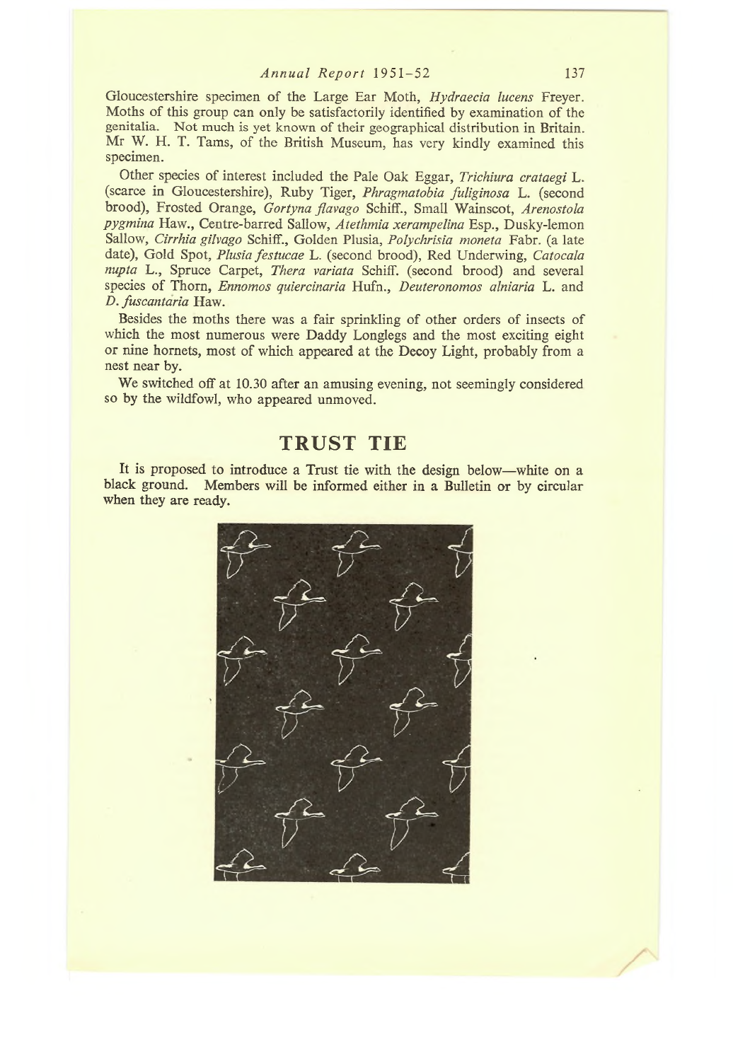Gloucestershire specimen of the Large Ear Moth, *Hydraecia lucens* Freyer. Moths of this group can only be satisfactorily identified by examination of the genitalia. Not much is yet known of their geographical distribution in Britain. Mr W. H. T. Tams, of the British Museum, has very kindly examined this specimen.

Other species of interest included the Pale Oak Eggar, *Trichiura crataegi* L. (scarce in Gloucestershire), Ruby Tiger, *Phragmatobia fuliginosa* L. (second brood), Frosted Orange, *Gortyna flavago* Schiff., Small Wainscot, *Arenostola pygmina* Haw., Centre-barred Sallow, *Atethmia xerampelina* Esp., Dusky-lemon Sallow, *Cirrhia gilvago* Schiff., Golden Plusia, *Polychrisia moneta* Fabr. (a late date), Gold Spot, *Plusia festucae* L. (second brood), Red Underwing, *Catocala nupta* L., Spruce Carpet, *Thera variata* Schiff. (second brood) and several species of Thorn, *Ennomos quiercinaria* Hufn., *Deuteronomos alniaria* L. and *D. fuscantaria* Haw.

Besides the moths there was a fair sprinkling of other orders of insects of which the most numerous were Daddy Longlegs and the most exciting eight or nine hornets, most of which appeared at the Decoy Light, probably from a nest near by.

We switched off at 10.30 after an amusing evening, not seemingly considered so by the wildfowl, who appeared unmoved.

## TRUST TIE

It is proposed to introduce a Trust tie with the design below—white on a black ground. Members will be informed either in a Bulletin or by circular when they are ready.